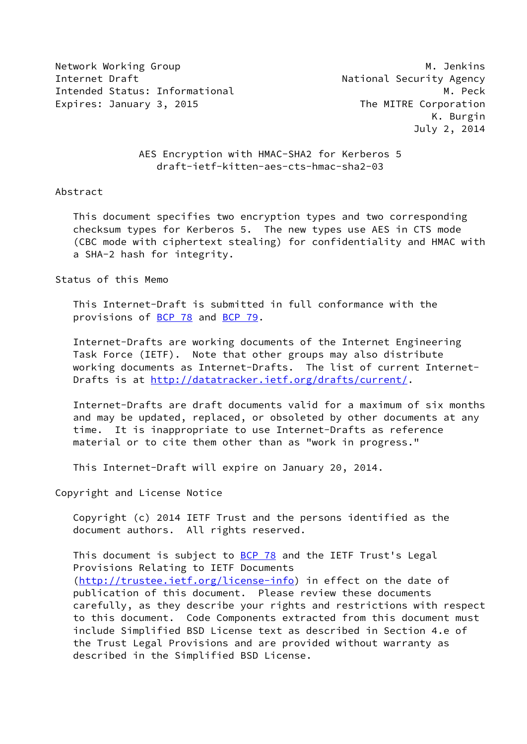Network Working Group M. Jenkins
Internet Draft National Security Agency
Intended Status: Informational M. Peck
Expires: January 3, 2015 The MITRE Corporation
K. Burgin
July 2, 2014

# AES Encryption with HMAC-SHA2 for Kerberos 5
draft-ietf-kitten-aes-cts-hmac-sha2-03

## Abstract

This document specifies two encryption types and two corresponding checksum types for Kerberos 5. The new types use AES in CTS mode (CBC mode with ciphertext stealing) for confidentiality and HMAC with a SHA-2 hash for integrity.

## Status of this Memo

This Internet-Draft is submitted in full conformance with the provisions of BCP 78 and BCP 79.

Internet-Drafts are working documents of the Internet Engineering Task Force (IETF). Note that other groups may also distribute working documents as Internet-Drafts. The list of current Internet-Drafts is at http://datatracker.ietf.org/drafts/current/.

Internet-Drafts are draft documents valid for a maximum of six months and may be updated, replaced, or obsoleted by other documents at any time. It is inappropriate to use Internet-Drafts as reference material or to cite them other than as "work in progress."

This Internet-Draft will expire on January 20, 2014.

## Copyright and License Notice

Copyright (c) 2014 IETF Trust and the persons identified as the document authors. All rights reserved.

This document is subject to BCP 78 and the IETF Trust's Legal Provisions Relating to IETF Documents (http://trustee.ietf.org/license-info) in effect on the date of publication of this document. Please review these documents carefully, as they describe your rights and restrictions with respect to this document. Code Components extracted from this document must include Simplified BSD License text as described in Section 4.e of the Trust Legal Provisions and are provided without warranty as described in the Simplified BSD License.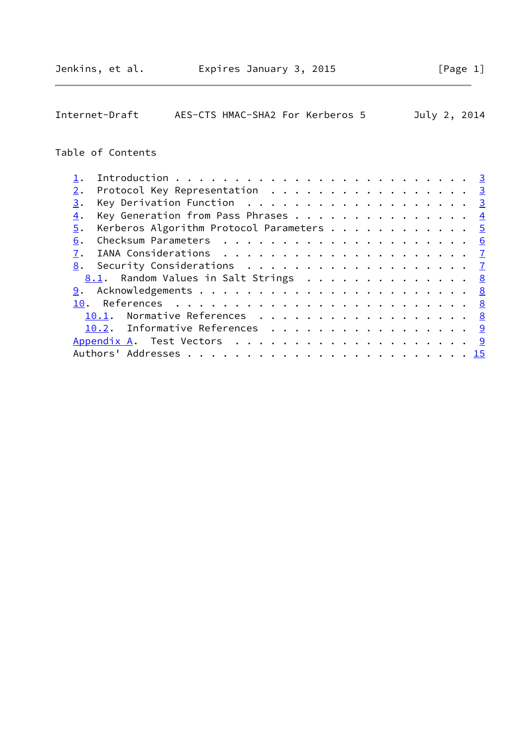## Table of Contents

1. Introduction . . . . . . . . . . . . . . . . . . . . . . . . 3
2. Protocol Key Representation . . . . . . . . . . . . . . . . . 3
3. Key Derivation Function . . . . . . . . . . . . . . . . . . . 3
4. Key Generation from Pass Phrases . . . . . . . . . . . . . . 4
5. Kerberos Algorithm Protocol Parameters . . . . . . . . . . . 5
6. Checksum Parameters . . . . . . . . . . . . . . . . . . . . . 6
7. IANA Considerations . . . . . . . . . . . . . . . . . . . . . 7
8. Security Considerations . . . . . . . . . . . . . . . . . . . 7
   8.1. Random Values in Salt Strings . . . . . . . . . . . . . . 8
9. Acknowledgements . . . . . . . . . . . . . . . . . . . . . . 8
10. References . . . . . . . . . . . . . . . . . . . . . . . . . 8
   10.1. Normative References . . . . . . . . . . . . . . . . . . 8
   10.2. Informative References . . . . . . . . . . . . . . . . . 9

Appendix A. Test Vectors . . . . . . . . . . . . . . . . . . . . 9

Authors' Addresses . . . . . . . . . . . . . . . . . . . . . . . 15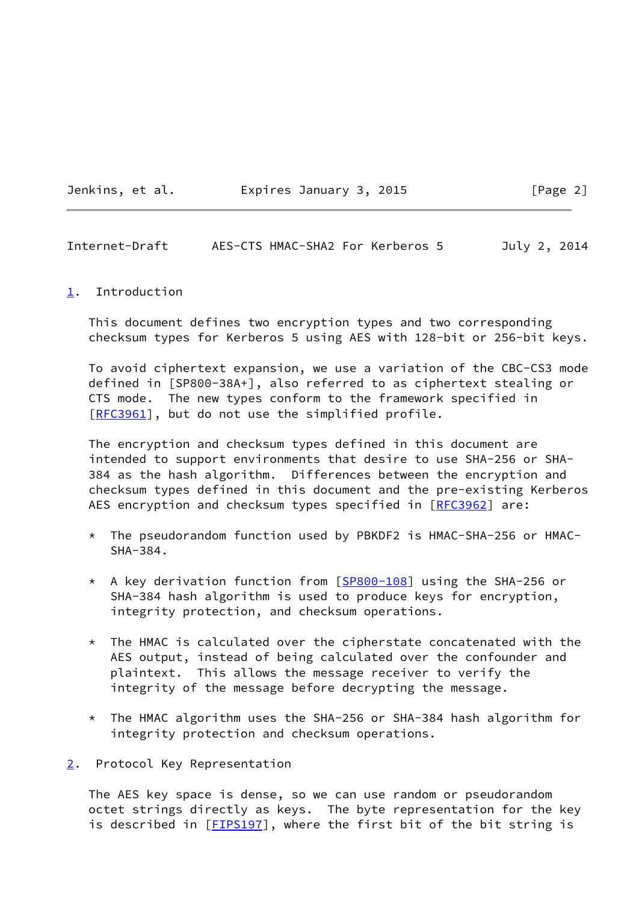## 1. Introduction

This document defines two encryption types and two corresponding checksum types for Kerberos 5 using AES with 128-bit or 256-bit keys.

To avoid ciphertext expansion, we use a variation of the CBC-CS3 mode defined in [SP800-38A+], also referred to as ciphertext stealing or CTS mode. The new types conform to the framework specified in [RFC3961], but do not use the simplified profile.

The encryption and checksum types defined in this document are intended to support environments that desire to use SHA-256 or SHA-384 as the hash algorithm. Differences between the encryption and checksum types defined in this document and the pre-existing Kerberos AES encryption and checksum types specified in [RFC3962] are:

* The pseudorandom function used by PBKDF2 is HMAC-SHA-256 or HMAC-SHA-384.

* A key derivation function from [SP800-108] using the SHA-256 or SHA-384 hash algorithm is used to produce keys for encryption, integrity protection, and checksum operations.

* The HMAC is calculated over the cipherstate concatenated with the AES output, instead of being calculated over the confounder and plaintext. This allows the message receiver to verify the integrity of the message before decrypting the message.

* The HMAC algorithm uses the SHA-256 or SHA-384 hash algorithm for integrity protection and checksum operations.

## 2. Protocol Key Representation

The AES key space is dense, so we can use random or pseudorandom octet strings directly as keys. The byte representation for the key is described in [FIPS197], where the first bit of the bit string is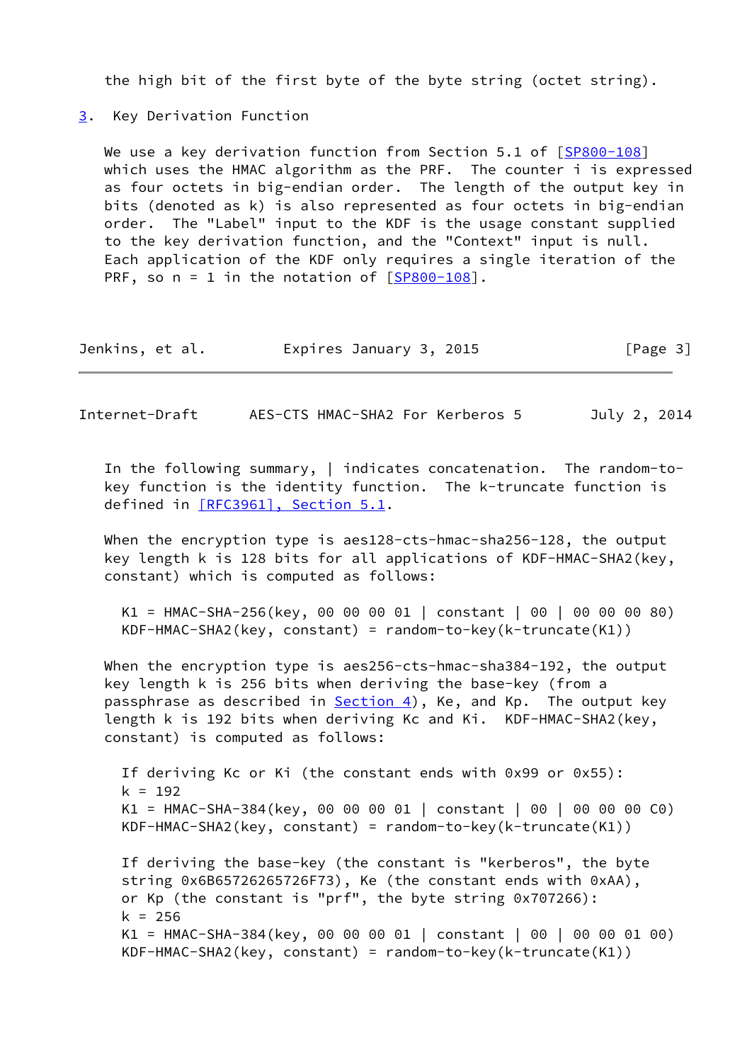the high bit of the first byte of the byte string (octet string).

## 3. Key Derivation Function

We use a key derivation function from Section 5.1 of [SP800-108] which uses the HMAC algorithm as the PRF. The counter i is expressed as four octets in big-endian order. The length of the output key in bits (denoted as k) is also represented as four octets in big-endian order. The "Label" input to the KDF is the usage constant supplied to the key derivation function, and the "Context" input is null. Each application of the KDF only requires a single iteration of the PRF, so n = 1 in the notation of [SP800-108].

In the following summary, | indicates concatenation. The random-to-key function is the identity function. The k-truncate function is defined in [RFC3961], Section 5.1.

When the encryption type is aes128-cts-hmac-sha256-128, the output key length k is 128 bits for all applications of KDF-HMAC-SHA2(key, constant) which is computed as follows:

```
K1 = HMAC-SHA-256(key, 00 00 00 01 | constant | 00 | 00 00 00 80)
KDF-HMAC-SHA2(key, constant) = random-to-key(k-truncate(K1))
```

When the encryption type is aes256-cts-hmac-sha384-192, the output key length k is 256 bits when deriving the base-key (from a passphrase as described in Section 4), Ke, and Kp. The output key length k is 192 bits when deriving Kc and Ki. KDF-HMAC-SHA2(key, constant) is computed as follows:

```
If deriving Kc or Ki (the constant ends with 0x99 or 0x55):
k = 192
K1 = HMAC-SHA-384(key, 00 00 00 01 | constant | 00 | 00 00 00 C0)
KDF-HMAC-SHA2(key, constant) = random-to-key(k-truncate(K1))

If deriving the base-key (the constant is "kerberos", the byte
string 0x6B65726265726F73), Ke (the constant ends with 0xAA),
or Kp (the constant is "prf", the byte string 0x707266):
k = 256
K1 = HMAC-SHA-384(key, 00 00 00 01 | constant | 00 | 00 00 01 00)
KDF-HMAC-SHA2(key, constant) = random-to-key(k-truncate(K1))
```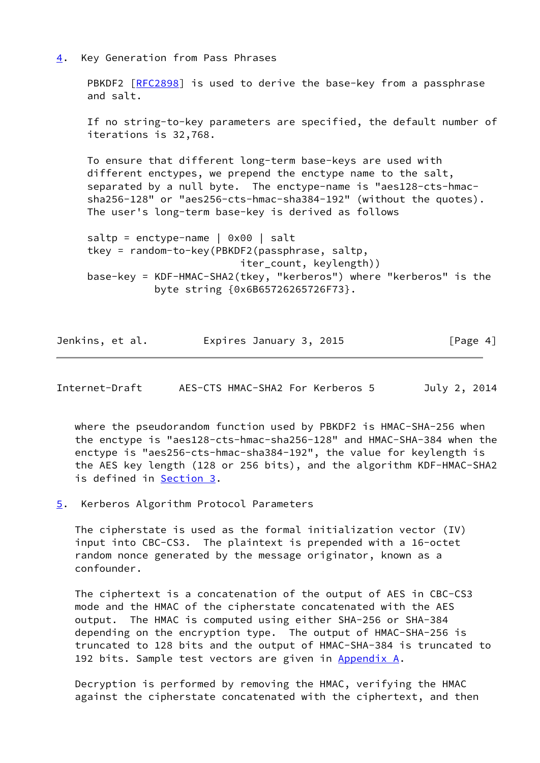## 4. Key Generation from Pass Phrases

PBKDF2 [RFC2898] is used to derive the base-key from a passphrase and salt.

If no string-to-key parameters are specified, the default number of iterations is 32,768.

To ensure that different long-term base-keys are used with different enctypes, we prepend the enctype name to the salt, separated by a null byte. The enctype-name is "aes128-cts-hmac-sha256-128" or "aes256-cts-hmac-sha384-192" (without the quotes). The user's long-term base-key is derived as follows

```
saltp = enctype-name | 0x00 | salt
tkey = random-to-key(PBKDF2(passphrase, saltp,
                            iter_count, keylength))
base-key = KDF-HMAC-SHA2(tkey, "kerberos") where "kerberos" is the
           byte string {0x6B65726265726F73}.
```

where the pseudorandom function used by PBKDF2 is HMAC-SHA-256 when the enctype is "aes128-cts-hmac-sha256-128" and HMAC-SHA-384 when the enctype is "aes256-cts-hmac-sha384-192", the value for keylength is the AES key length (128 or 256 bits), and the algorithm KDF-HMAC-SHA2 is defined in Section 3.

## 5. Kerberos Algorithm Protocol Parameters

The cipherstate is used as the formal initialization vector (IV) input into CBC-CS3. The plaintext is prepended with a 16-octet random nonce generated by the message originator, known as a confounder.

The ciphertext is a concatenation of the output of AES in CBC-CS3 mode and the HMAC of the cipherstate concatenated with the AES output. The HMAC is computed using either SHA-256 or SHA-384 depending on the encryption type. The output of HMAC-SHA-256 is truncated to 128 bits and the output of HMAC-SHA-384 is truncated to 192 bits. Sample test vectors are given in Appendix A.

Decryption is performed by removing the HMAC, verifying the HMAC against the cipherstate concatenated with the ciphertext, and then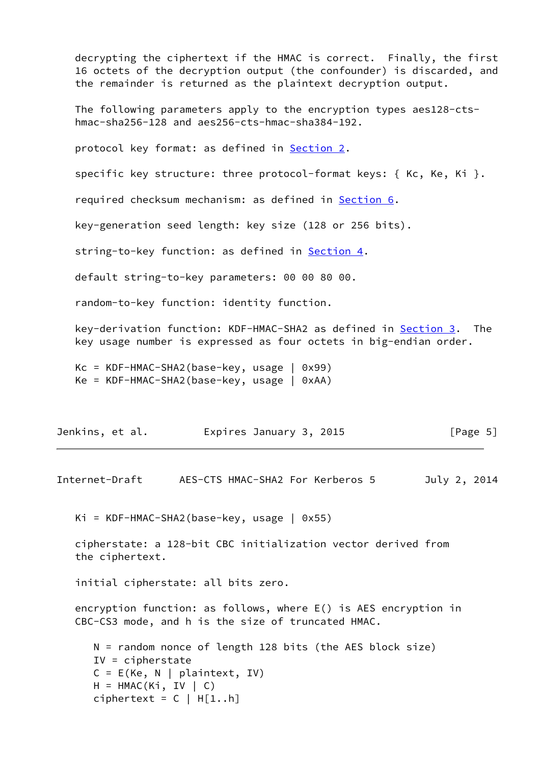decrypting the ciphertext if the HMAC is correct. Finally, the first 16 octets of the decryption output (the confounder) is discarded, and the remainder is returned as the plaintext decryption output.

The following parameters apply to the encryption types aes128-cts-hmac-sha256-128 and aes256-cts-hmac-sha384-192.

protocol key format: as defined in Section 2.

specific key structure: three protocol-format keys: { Kc, Ke, Ki }.

required checksum mechanism: as defined in Section 6.

key-generation seed length: key size (128 or 256 bits).

string-to-key function: as defined in Section 4.

default string-to-key parameters: 00 00 80 00.

random-to-key function: identity function.

key-derivation function: KDF-HMAC-SHA2 as defined in Section 3. The key usage number is expressed as four octets in big-endian order.

```
Kc = KDF-HMAC-SHA2(base-key, usage | 0x99)
Ke = KDF-HMAC-SHA2(base-key, usage | 0xAA)
Ki = KDF-HMAC-SHA2(base-key, usage | 0x55)
```

cipherstate: a 128-bit CBC initialization vector derived from the ciphertext.

initial cipherstate: all bits zero.

encryption function: as follows, where E() is AES encryption in CBC-CS3 mode, and h is the size of truncated HMAC.

```
N = random nonce of length 128 bits (the AES block size)
IV = cipherstate
C = E(Ke, N | plaintext, IV)
H = HMAC(Ki, IV | C)
ciphertext = C | H[1..h]
```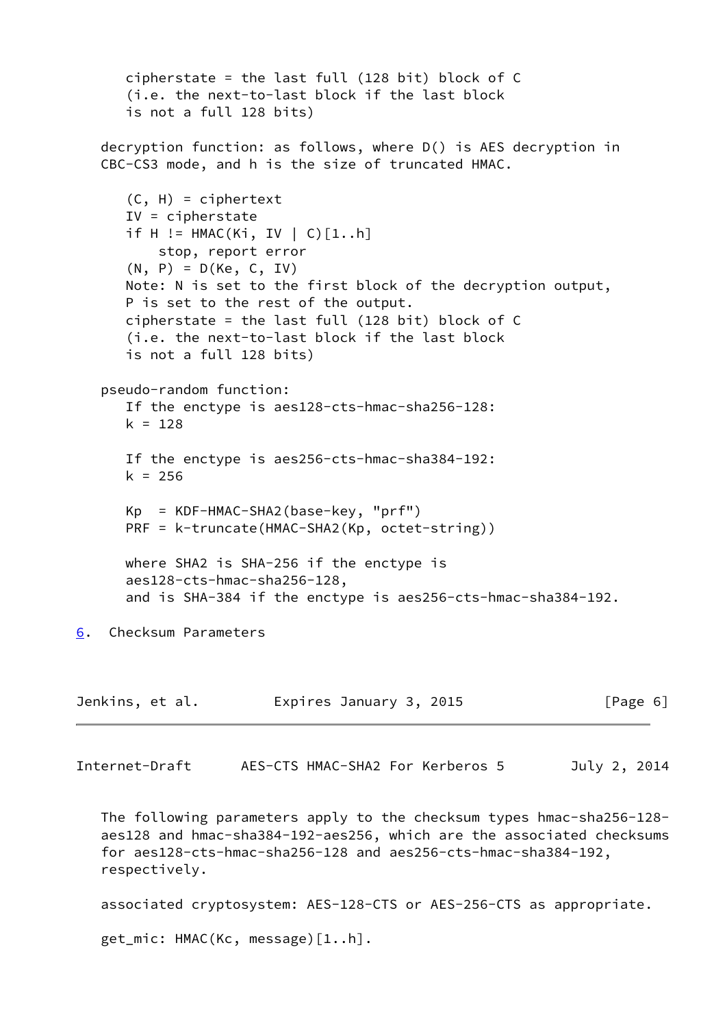```
      cipherstate = the last full (128 bit) block of C
      (i.e. the next-to-last block if the last block
      is not a full 128 bits)
```

decryption function: as follows, where D() is AES decryption in CBC-CS3 mode, and h is the size of truncated HMAC.

```
      (C, H) = ciphertext
      IV = cipherstate
      if H != HMAC(Ki, IV | C)[1..h]
          stop, report error
      (N, P) = D(Ke, C, IV)
      Note: N is set to the first block of the decryption output,
      P is set to the rest of the output.
      cipherstate = the last full (128 bit) block of C
      (i.e. the next-to-last block if the last block
      is not a full 128 bits)
```

pseudo-random function:

```
      If the enctype is aes128-cts-hmac-sha256-128:
      k = 128

      If the enctype is aes256-cts-hmac-sha384-192:
      k = 256

      Kp  = KDF-HMAC-SHA2(base-key, "prf")
      PRF = k-truncate(HMAC-SHA2(Kp, octet-string))

      where SHA2 is SHA-256 if the enctype is
      aes128-cts-hmac-sha256-128,
      and is SHA-384 if the enctype is aes256-cts-hmac-sha384-192.
```

## 6. Checksum Parameters

The following parameters apply to the checksum types hmac-sha256-128-aes128 and hmac-sha384-192-aes256, which are the associated checksums for aes128-cts-hmac-sha256-128 and aes256-cts-hmac-sha384-192, respectively.

associated cryptosystem: AES-128-CTS or AES-256-CTS as appropriate.

get_mic: HMAC(Kc, message)[1..h].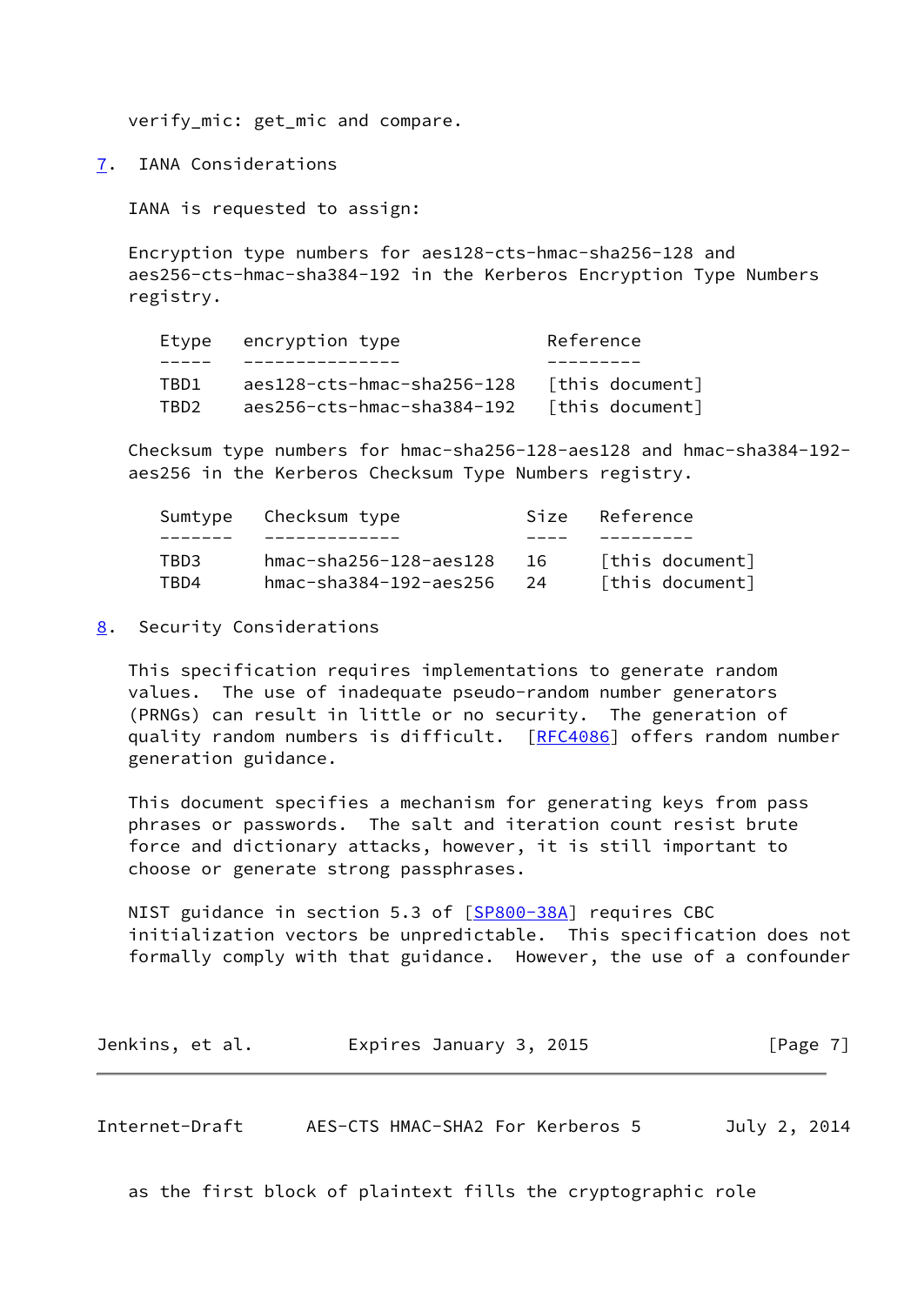verify_mic: get_mic and compare.

## 7. IANA Considerations

IANA is requested to assign:

Encryption type numbers for aes128-cts-hmac-sha256-128 and aes256-cts-hmac-sha384-192 in the Kerberos Encryption Type Numbers registry.

| Etype | encryption type | Reference |
|---|---|---|
| TBD1 | aes128-cts-hmac-sha256-128 | [this document] |
| TBD2 | aes256-cts-hmac-sha384-192 | [this document] |

Checksum type numbers for hmac-sha256-128-aes128 and hmac-sha384-192-aes256 in the Kerberos Checksum Type Numbers registry.

| Sumtype | Checksum type | Size | Reference |
|---|---|---|---|
| TBD3 | hmac-sha256-128-aes128 | 16 | [this document] |
| TBD4 | hmac-sha384-192-aes256 | 24 | [this document] |

## 8. Security Considerations

This specification requires implementations to generate random values. The use of inadequate pseudo-random number generators (PRNGs) can result in little or no security. The generation of quality random numbers is difficult. [RFC4086] offers random number generation guidance.

This document specifies a mechanism for generating keys from pass phrases or passwords. The salt and iteration count resist brute force and dictionary attacks, however, it is still important to choose or generate strong passphrases.

NIST guidance in section 5.3 of [SP800-38A] requires CBC initialization vectors be unpredictable. This specification does not formally comply with that guidance. However, the use of a confounder as the first block of plaintext fills the cryptographic role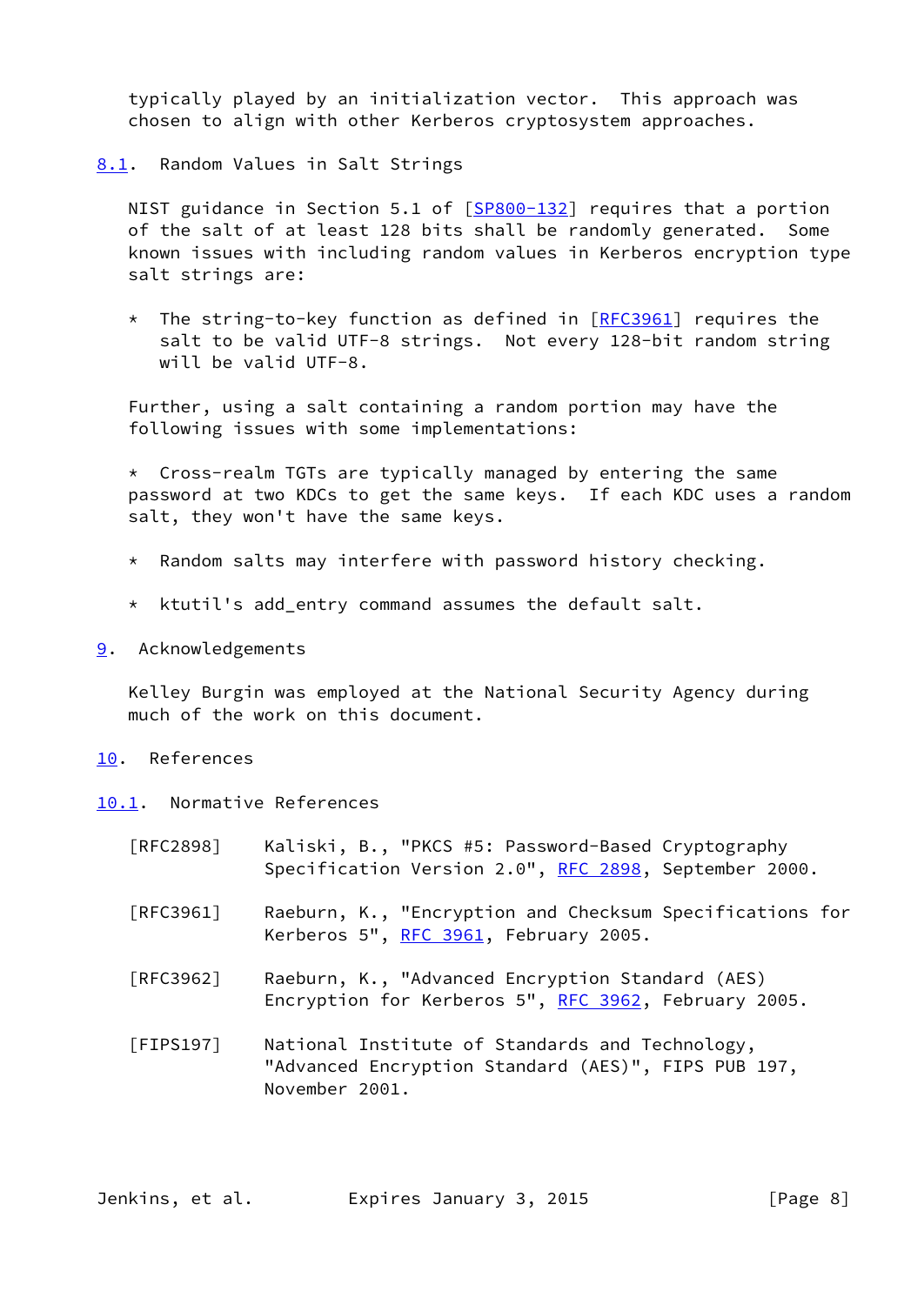typically played by an initialization vector. This approach was chosen to align with other Kerberos cryptosystem approaches.

### 8.1. Random Values in Salt Strings

NIST guidance in Section 5.1 of [SP800-132] requires that a portion of the salt of at least 128 bits shall be randomly generated. Some known issues with including random values in Kerberos encryption type salt strings are:

* The string-to-key function as defined in [RFC3961] requires the salt to be valid UTF-8 strings. Not every 128-bit random string will be valid UTF-8.

Further, using a salt containing a random portion may have the following issues with some implementations:

* Cross-realm TGTs are typically managed by entering the same password at two KDCs to get the same keys. If each KDC uses a random salt, they won't have the same keys.

* Random salts may interfere with password history checking.

* ktutil's add_entry command assumes the default salt.

## 9. Acknowledgements

Kelley Burgin was employed at the National Security Agency during much of the work on this document.

## 10. References

### 10.1. Normative References

[RFC2898] Kaliski, B., "PKCS #5: Password-Based Cryptography Specification Version 2.0", RFC 2898, September 2000.

[RFC3961] Raeburn, K., "Encryption and Checksum Specifications for Kerberos 5", RFC 3961, February 2005.

[RFC3962] Raeburn, K., "Advanced Encryption Standard (AES) Encryption for Kerberos 5", RFC 3962, February 2005.

[FIPS197] National Institute of Standards and Technology, "Advanced Encryption Standard (AES)", FIPS PUB 197, November 2001.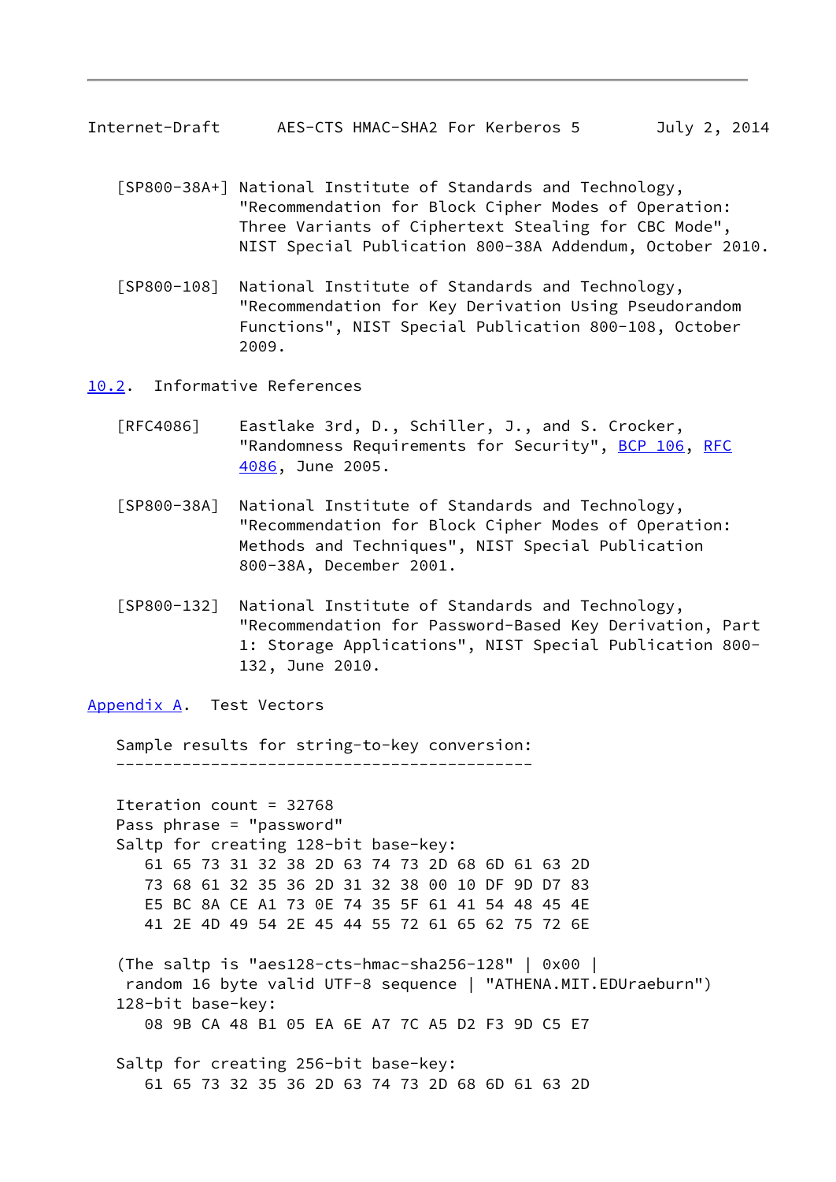[SP800-38A+] National Institute of Standards and Technology, "Recommendation for Block Cipher Modes of Operation: Three Variants of Ciphertext Stealing for CBC Mode", NIST Special Publication 800-38A Addendum, October 2010.

[SP800-108] National Institute of Standards and Technology, "Recommendation for Key Derivation Using Pseudorandom Functions", NIST Special Publication 800-108, October 2009.

### 10.2. Informative References

[RFC4086] Eastlake 3rd, D., Schiller, J., and S. Crocker, "Randomness Requirements for Security", BCP 106, RFC 4086, June 2005.

[SP800-38A] National Institute of Standards and Technology, "Recommendation for Block Cipher Modes of Operation: Methods and Techniques", NIST Special Publication 800-38A, December 2001.

[SP800-132] National Institute of Standards and Technology, "Recommendation for Password-Based Key Derivation, Part 1: Storage Applications", NIST Special Publication 800-132, June 2010.

## Appendix A. Test Vectors

```
Sample results for string-to-key conversion:
--------------------------------------------

Iteration count = 32768
Pass phrase = "password"
Saltp for creating 128-bit base-key:
   61 65 73 31 32 38 2D 63 74 73 2D 68 6D 61 63 2D
   73 68 61 32 35 36 2D 31 32 38 00 10 DF 9D D7 83
   E5 BC 8A CE A1 73 0E 74 35 5F 61 41 54 48 45 4E
   41 2E 4D 49 54 2E 45 44 55 72 61 65 62 75 72 6E

(The saltp is "aes128-cts-hmac-sha256-128" | 0x00 |
 random 16 byte valid UTF-8 sequence | "ATHENA.MIT.EDUraeburn")
128-bit base-key:
   08 9B CA 48 B1 05 EA 6E A7 7C A5 D2 F3 9D C5 E7

Saltp for creating 256-bit base-key:
   61 65 73 32 35 36 2D 63 74 73 2D 68 6D 61 63 2D
```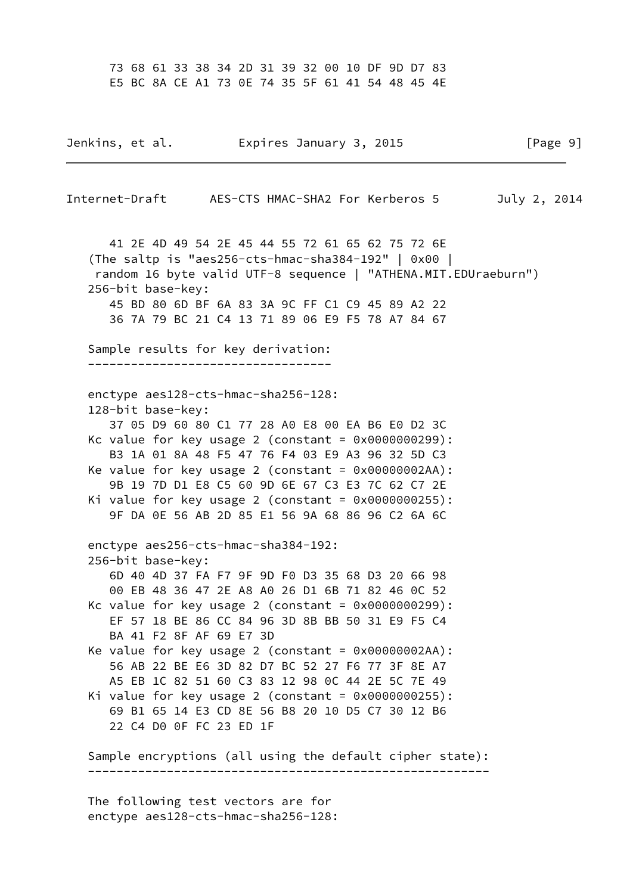```
      73 68 61 33 38 34 2D 31 39 32 00 10 DF 9D D7 83
      E5 BC 8A CE A1 73 0E 74 35 5F 61 41 54 48 45 4E
```

```
      41 2E 4D 49 54 2E 45 44 55 72 61 65 62 75 72 6E
   (The saltp is "aes256-cts-hmac-sha384-192" | 0x00 |
    random 16 byte valid UTF-8 sequence | "ATHENA.MIT.EDUraeburn")
   256-bit base-key:
      45 BD 80 6D BF 6A 83 3A 9C FF C1 C9 45 89 A2 22
      36 7A 79 BC 21 C4 13 71 89 06 E9 F5 78 A7 84 67

   Sample results for key derivation:
   ----------------------------------

   enctype aes128-cts-hmac-sha256-128:
   128-bit base-key:
      37 05 D9 60 80 C1 77 28 A0 E8 00 EA B6 E0 D2 3C
   Kc value for key usage 2 (constant = 0x0000000299):
      B3 1A 01 8A 48 F5 47 76 F4 03 E9 A3 96 32 5D C3
   Ke value for key usage 2 (constant = 0x00000002AA):
      9B 19 7D D1 E8 C5 60 9D 6E 67 C3 E3 7C 62 C7 2E
   Ki value for key usage 2 (constant = 0x0000000255):
      9F DA 0E 56 AB 2D 85 E1 56 9A 68 86 96 C2 6A 6C

   enctype aes256-cts-hmac-sha384-192:
   256-bit base-key:
      6D 40 4D 37 FA F7 9F 9D F0 D3 35 68 D3 20 66 98
      00 EB 48 36 47 2E A8 A0 26 D1 6B 71 82 46 0C 52
   Kc value for key usage 2 (constant = 0x0000000299):
      EF 57 18 BE 86 CC 84 96 3D 8B BB 50 31 E9 F5 C4
      BA 41 F2 8F AF 69 E7 3D
   Ke value for key usage 2 (constant = 0x00000002AA):
      56 AB 22 BE E6 3D 82 D7 BC 52 27 F6 77 3F 8E A7
      A5 EB 1C 82 51 60 C3 83 12 98 0C 44 2E 5C 7E 49
   Ki value for key usage 2 (constant = 0x0000000255):
      69 B1 65 14 E3 CD 8E 56 B8 20 10 D5 C7 30 12 B6
      22 C4 D0 0F FC 23 ED 1F

   Sample encryptions (all using the default cipher state):
   --------------------------------------------------------

   The following test vectors are for
   enctype aes128-cts-hmac-sha256-128:
```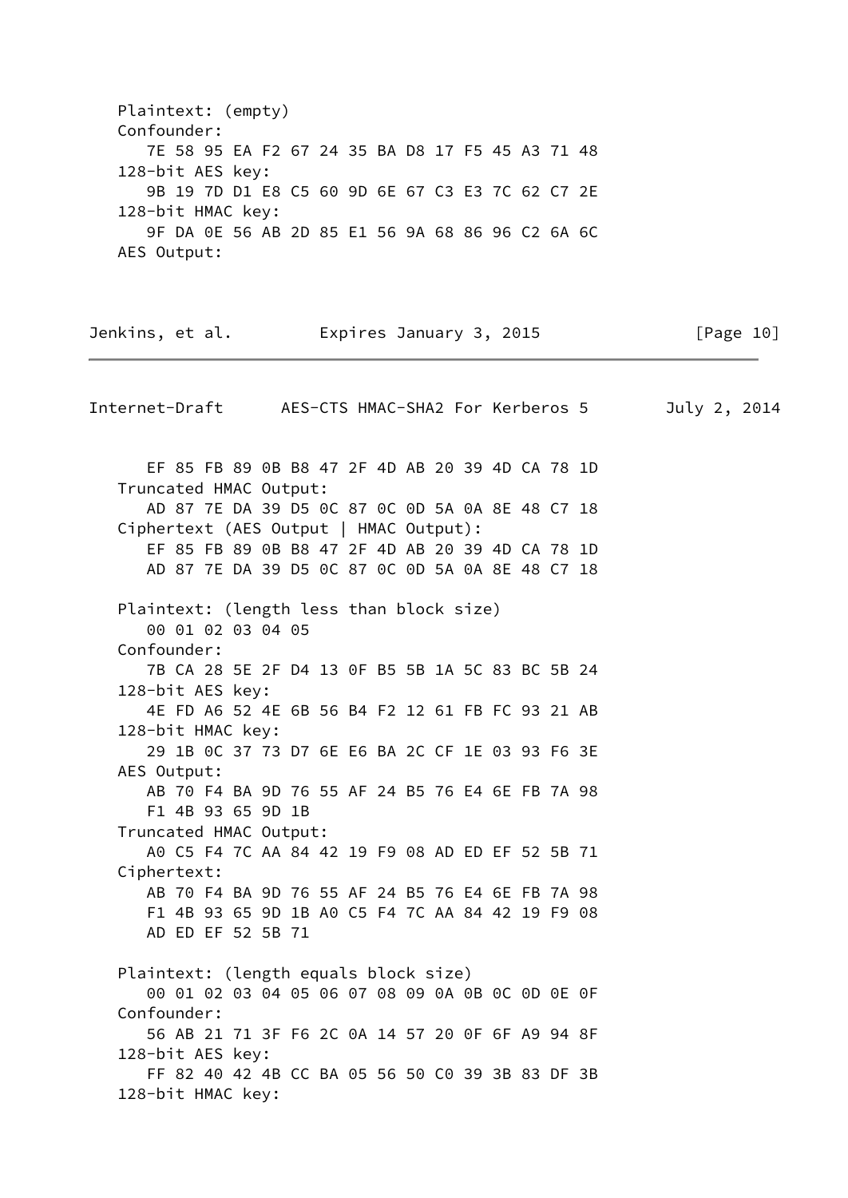```
   Plaintext: (empty)
   Confounder:
      7E 58 95 EA F2 67 24 35 BA D8 17 F5 45 A3 71 48
   128-bit AES key:
      9B 19 7D D1 E8 C5 60 9D 6E 67 C3 E3 7C 62 C7 2E
   128-bit HMAC key:
      9F DA 0E 56 AB 2D 85 E1 56 9A 68 86 96 C2 6A 6C
   AES Output:
      EF 85 FB 89 0B B8 47 2F 4D AB 20 39 4D CA 78 1D
   Truncated HMAC Output:
      AD 87 7E DA 39 D5 0C 87 0C 0D 5A 0A 8E 48 C7 18
   Ciphertext (AES Output | HMAC Output):
      EF 85 FB 89 0B B8 47 2F 4D AB 20 39 4D CA 78 1D
      AD 87 7E DA 39 D5 0C 87 0C 0D 5A 0A 8E 48 C7 18

   Plaintext: (length less than block size)
      00 01 02 03 04 05
   Confounder:
      7B CA 28 5E 2F D4 13 0F B5 5B 1A 5C 83 BC 5B 24
   128-bit AES key:
      4E FD A6 52 4E 6B 56 B4 F2 12 61 FB FC 93 21 AB
   128-bit HMAC key:
      29 1B 0C 37 73 D7 6E E6 BA 2C CF 1E 03 93 F6 3E
   AES Output:
      AB 70 F4 BA 9D 76 55 AF 24 B5 76 E4 6E FB 7A 98
      F1 4B 93 65 9D 1B
   Truncated HMAC Output:
      A0 C5 F4 7C AA 84 42 19 F9 08 AD ED EF 52 5B 71
   Ciphertext:
      AB 70 F4 BA 9D 76 55 AF 24 B5 76 E4 6E FB 7A 98
      F1 4B 93 65 9D 1B A0 C5 F4 7C AA 84 42 19 F9 08
      AD ED EF 52 5B 71

   Plaintext: (length equals block size)
      00 01 02 03 04 05 06 07 08 09 0A 0B 0C 0D 0E 0F
   Confounder:
      56 AB 21 71 3F F6 2C 0A 14 57 20 0F 6F A9 94 8F
   128-bit AES key:
      FF 82 40 42 4B CC BA 05 56 50 C0 39 3B 83 DF 3B
   128-bit HMAC key:
```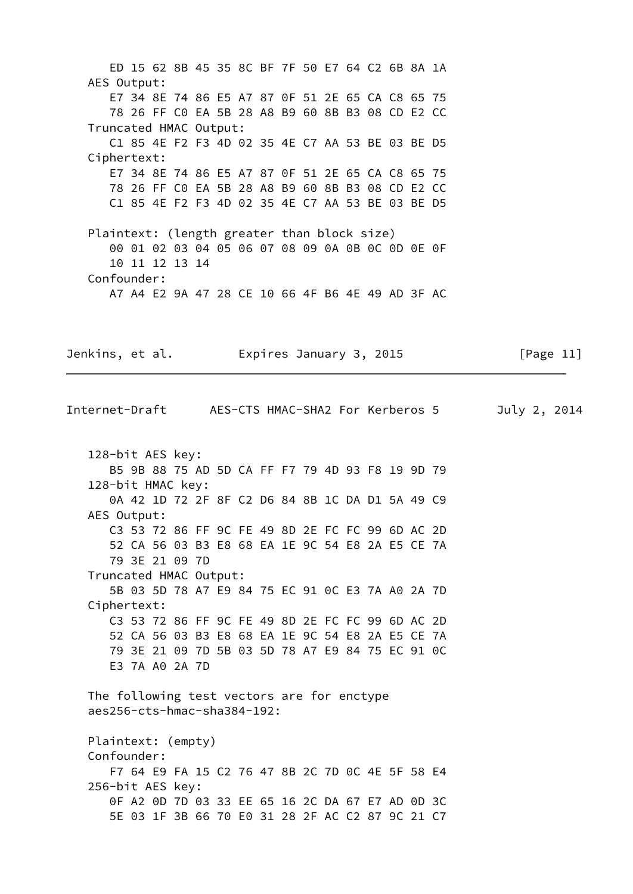```
      ED 15 62 8B 45 35 8C BF 7F 50 E7 64 C2 6B 8A 1A
   AES Output:
      E7 34 8E 74 86 E5 A7 87 0F 51 2E 65 CA C8 65 75
      78 26 FF C0 EA 5B 28 A8 B9 60 8B B3 08 CD E2 CC
   Truncated HMAC Output:
      C1 85 4E F2 F3 4D 02 35 4E C7 AA 53 BE 03 BE D5
   Ciphertext:
      E7 34 8E 74 86 E5 A7 87 0F 51 2E 65 CA C8 65 75
      78 26 FF C0 EA 5B 28 A8 B9 60 8B B3 08 CD E2 CC
      C1 85 4E F2 F3 4D 02 35 4E C7 AA 53 BE 03 BE D5

   Plaintext: (length greater than block size)
      00 01 02 03 04 05 06 07 08 09 0A 0B 0C 0D 0E 0F
      10 11 12 13 14
   Confounder:
      A7 A4 E2 9A 47 28 CE 10 66 4F B6 4E 49 AD 3F AC
   128-bit AES key:
      B5 9B 88 75 AD 5D CA FF F7 79 4D 93 F8 19 9D 79
   128-bit HMAC key:
      0A 42 1D 72 2F 8F C2 D6 84 8B 1C DA D1 5A 49 C9
   AES Output:
      C3 53 72 86 FF 9C FE 49 8D 2E FC FC 99 6D AC 2D
      52 CA 56 03 B3 E8 68 EA 1E 9C 54 E8 2A E5 CE 7A
      79 3E 21 09 7D
   Truncated HMAC Output:
      5B 03 5D 78 A7 E9 84 75 EC 91 0C E3 7A A0 2A 7D
   Ciphertext:
      C3 53 72 86 FF 9C FE 49 8D 2E FC FC 99 6D AC 2D
      52 CA 56 03 B3 E8 68 EA 1E 9C 54 E8 2A E5 CE 7A
      79 3E 21 09 7D 5B 03 5D 78 A7 E9 84 75 EC 91 0C
      E3 7A A0 2A 7D

   The following test vectors are for enctype
   aes256-cts-hmac-sha384-192:

   Plaintext: (empty)
   Confounder:
      F7 64 E9 FA 15 C2 76 47 8B 2C 7D 0C 4E 5F 58 E4
   256-bit AES key:
      0F A2 0D 7D 03 33 EE 65 16 2C DA 67 E7 AD 0D 3C
      5E 03 1F 3B 66 70 E0 31 28 2F AC C2 87 9C 21 C7
```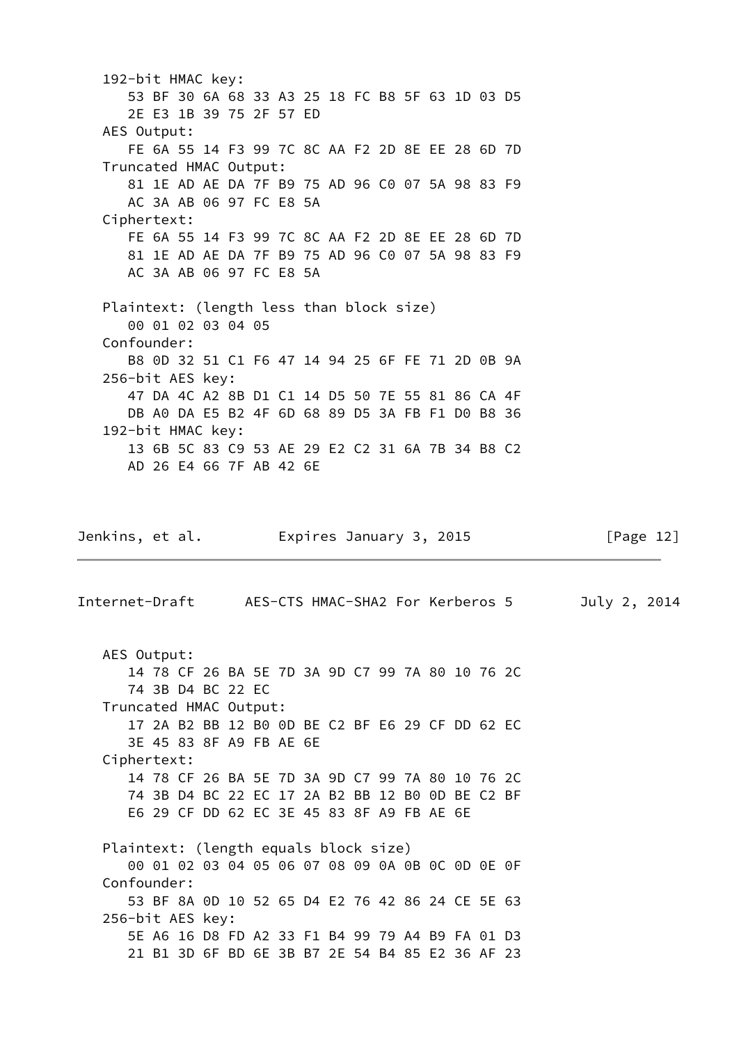```
   192-bit HMAC key:
      53 BF 30 6A 68 33 A3 25 18 FC B8 5F 63 1D 03 D5
      2E E3 1B 39 75 2F 57 ED
   AES Output:
      FE 6A 55 14 F3 99 7C 8C AA F2 2D 8E EE 28 6D 7D
   Truncated HMAC Output:
      81 1E AD AE DA 7F B9 75 AD 96 C0 07 5A 98 83 F9
      AC 3A AB 06 97 FC E8 5A
   Ciphertext:
      FE 6A 55 14 F3 99 7C 8C AA F2 2D 8E EE 28 6D 7D
      81 1E AD AE DA 7F B9 75 AD 96 C0 07 5A 98 83 F9
      AC 3A AB 06 97 FC E8 5A

   Plaintext: (length less than block size)
      00 01 02 03 04 05
   Confounder:
      B8 0D 32 51 C1 F6 47 14 94 25 6F FE 71 2D 0B 9A
   256-bit AES key:
      47 DA 4C A2 8B D1 C1 14 D5 50 7E 55 81 86 CA 4F
      DB A0 DA E5 B2 4F 6D 68 89 D5 3A FB F1 D0 B8 36
   192-bit HMAC key:
      13 6B 5C 83 C9 53 AE 29 E2 C2 31 6A 7B 34 B8 C2
      AD 26 E4 66 7F AB 42 6E

   AES Output:
      14 78 CF 26 BA 5E 7D 3A 9D C7 99 7A 80 10 76 2C
      74 3B D4 BC 22 EC
   Truncated HMAC Output:
      17 2A B2 BB 12 B0 0D BE C2 BF E6 29 CF DD 62 EC
      3E 45 83 8F A9 FB AE 6E
   Ciphertext:
      14 78 CF 26 BA 5E 7D 3A 9D C7 99 7A 80 10 76 2C
      74 3B D4 BC 22 EC 17 2A B2 BB 12 B0 0D BE C2 BF
      E6 29 CF DD 62 EC 3E 45 83 8F A9 FB AE 6E

   Plaintext: (length equals block size)
      00 01 02 03 04 05 06 07 08 09 0A 0B 0C 0D 0E 0F
   Confounder:
      53 BF 8A 0D 10 52 65 D4 E2 76 42 86 24 CE 5E 63
   256-bit AES key:
      5E A6 16 D8 FD A2 33 F1 B4 99 79 A4 B9 FA 01 D3
      21 B1 3D 6F BD 6E 3B B7 2E 54 B4 85 E2 36 AF 23
```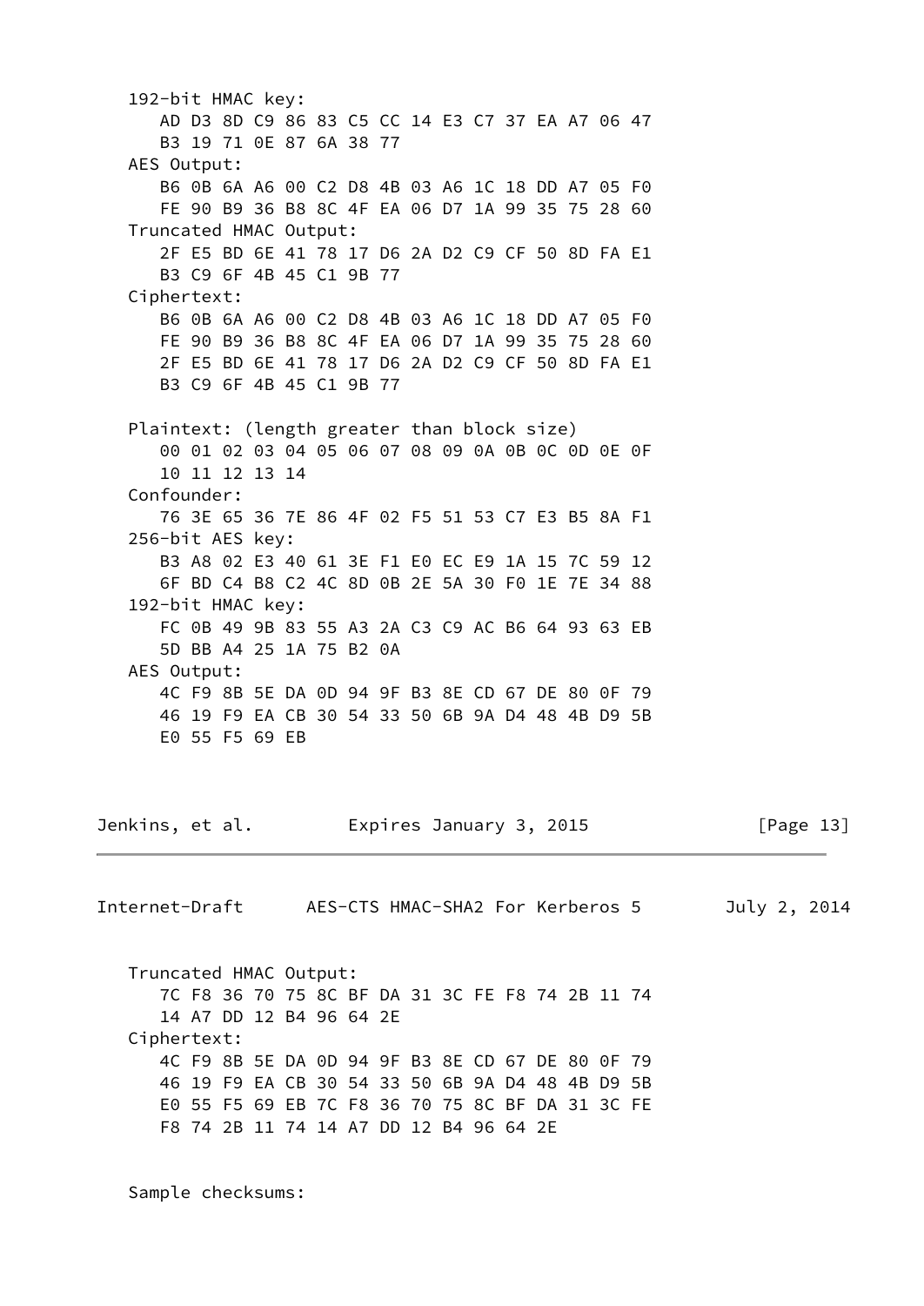```
   192-bit HMAC key:
      AD D3 8D C9 86 83 C5 CC 14 E3 C7 37 EA A7 06 47
      B3 19 71 0E 87 6A 38 77
   AES Output:
      B6 0B 6A A6 00 C2 D8 4B 03 A6 1C 18 DD A7 05 F0
      FE 90 B9 36 B8 8C 4F EA 06 D7 1A 99 35 75 28 60
   Truncated HMAC Output:
      2F E5 BD 6E 41 78 17 D6 2A D2 C9 CF 50 8D FA E1
      B3 C9 6F 4B 45 C1 9B 77
   Ciphertext:
      B6 0B 6A A6 00 C2 D8 4B 03 A6 1C 18 DD A7 05 F0
      FE 90 B9 36 B8 8C 4F EA 06 D7 1A 99 35 75 28 60
      2F E5 BD 6E 41 78 17 D6 2A D2 C9 CF 50 8D FA E1
      B3 C9 6F 4B 45 C1 9B 77

   Plaintext: (length greater than block size)
      00 01 02 03 04 05 06 07 08 09 0A 0B 0C 0D 0E 0F
      10 11 12 13 14
   Confounder:
      76 3E 65 36 7E 86 4F 02 F5 51 53 C7 E3 B5 8A F1
   256-bit AES key:
      B3 A8 02 E3 40 61 3E F1 E0 EC E9 1A 15 7C 59 12
      6F BD C4 B8 C2 4C 8D 0B 2E 5A 30 F0 1E 7E 34 88
   192-bit HMAC key:
      FC 0B 49 9B 83 55 A3 2A C3 C9 AC B6 64 93 63 EB
      5D BB A4 25 1A 75 B2 0A
   AES Output:
      4C F9 8B 5E DA 0D 94 9F B3 8E CD 67 DE 80 0F 79
      46 19 F9 EA CB 30 54 33 50 6B 9A D4 48 4B D9 5B
      E0 55 F5 69 EB

   Truncated HMAC Output:
      7C F8 36 70 75 8C BF DA 31 3C FE F8 74 2B 11 74
      14 A7 DD 12 B4 96 64 2E
   Ciphertext:
      4C F9 8B 5E DA 0D 94 9F B3 8E CD 67 DE 80 0F 79
      46 19 F9 EA CB 30 54 33 50 6B 9A D4 48 4B D9 5B
      E0 55 F5 69 EB 7C F8 36 70 75 8C BF DA 31 3C FE
      F8 74 2B 11 74 14 A7 DD 12 B4 96 64 2E

   Sample checksums:
```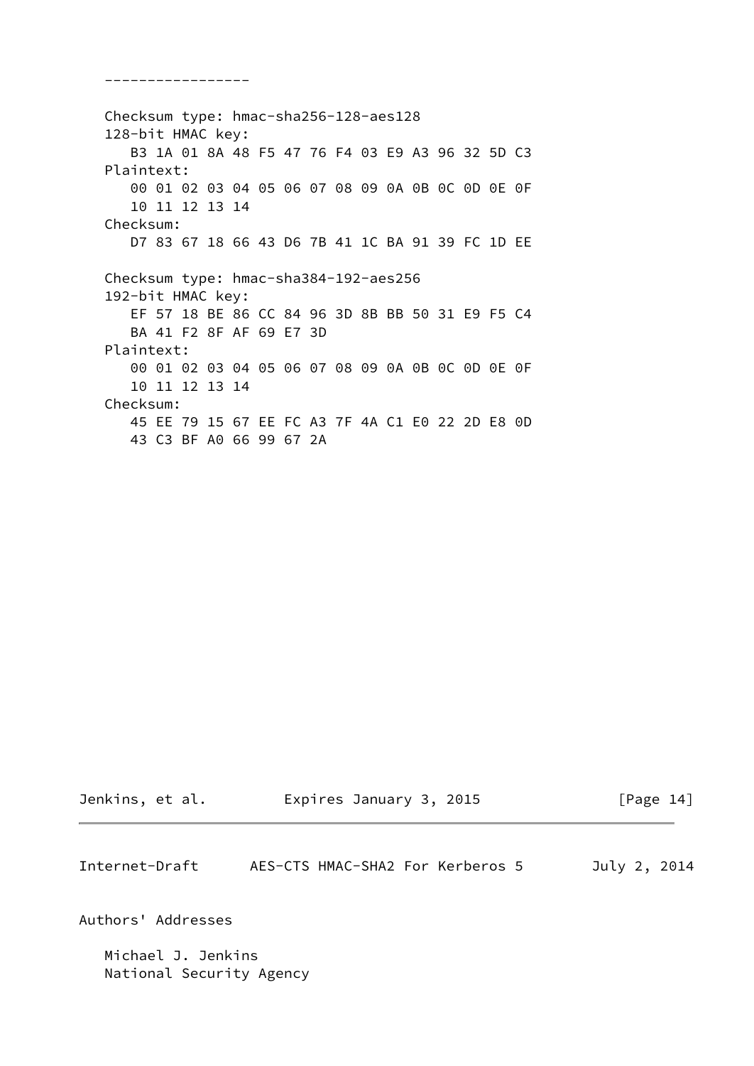-----------------

```
Checksum type: hmac-sha256-128-aes128
128-bit HMAC key:
   B3 1A 01 8A 48 F5 47 76 F4 03 E9 A3 96 32 5D C3
Plaintext:
   00 01 02 03 04 05 06 07 08 09 0A 0B 0C 0D 0E 0F
   10 11 12 13 14
Checksum:
   D7 83 67 18 66 43 D6 7B 41 1C BA 91 39 FC 1D EE

Checksum type: hmac-sha384-192-aes256
192-bit HMAC key:
   EF 57 18 BE 86 CC 84 96 3D 8B BB 50 31 E9 F5 C4
   BA 41 F2 8F AF 69 E7 3D
Plaintext:
   00 01 02 03 04 05 06 07 08 09 0A 0B 0C 0D 0E 0F
   10 11 12 13 14
Checksum:
   45 EE 79 15 67 EE FC A3 7F 4A C1 E0 22 2D E8 0D
   43 C3 BF A0 66 99 67 2A
```

Authors' Addresses

Michael J. Jenkins
National Security Agency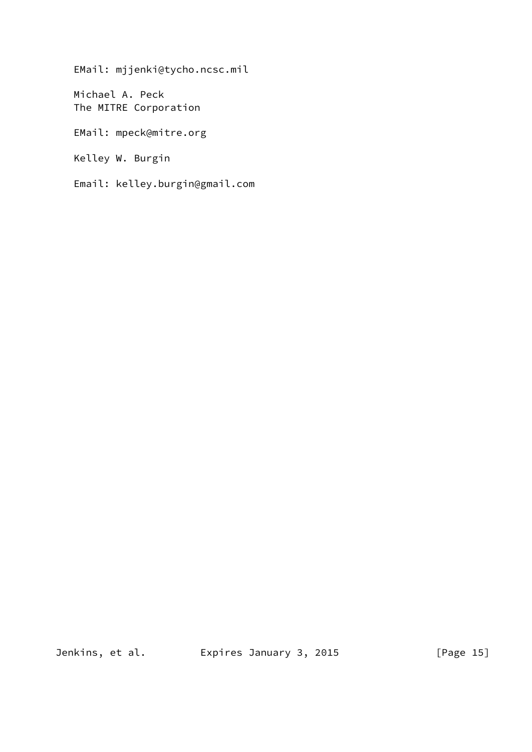EMail: mjjenki@tycho.ncsc.mil

Michael A. Peck
The MITRE Corporation

EMail: mpeck@mitre.org

Kelley W. Burgin

Email: kelley.burgin@gmail.com